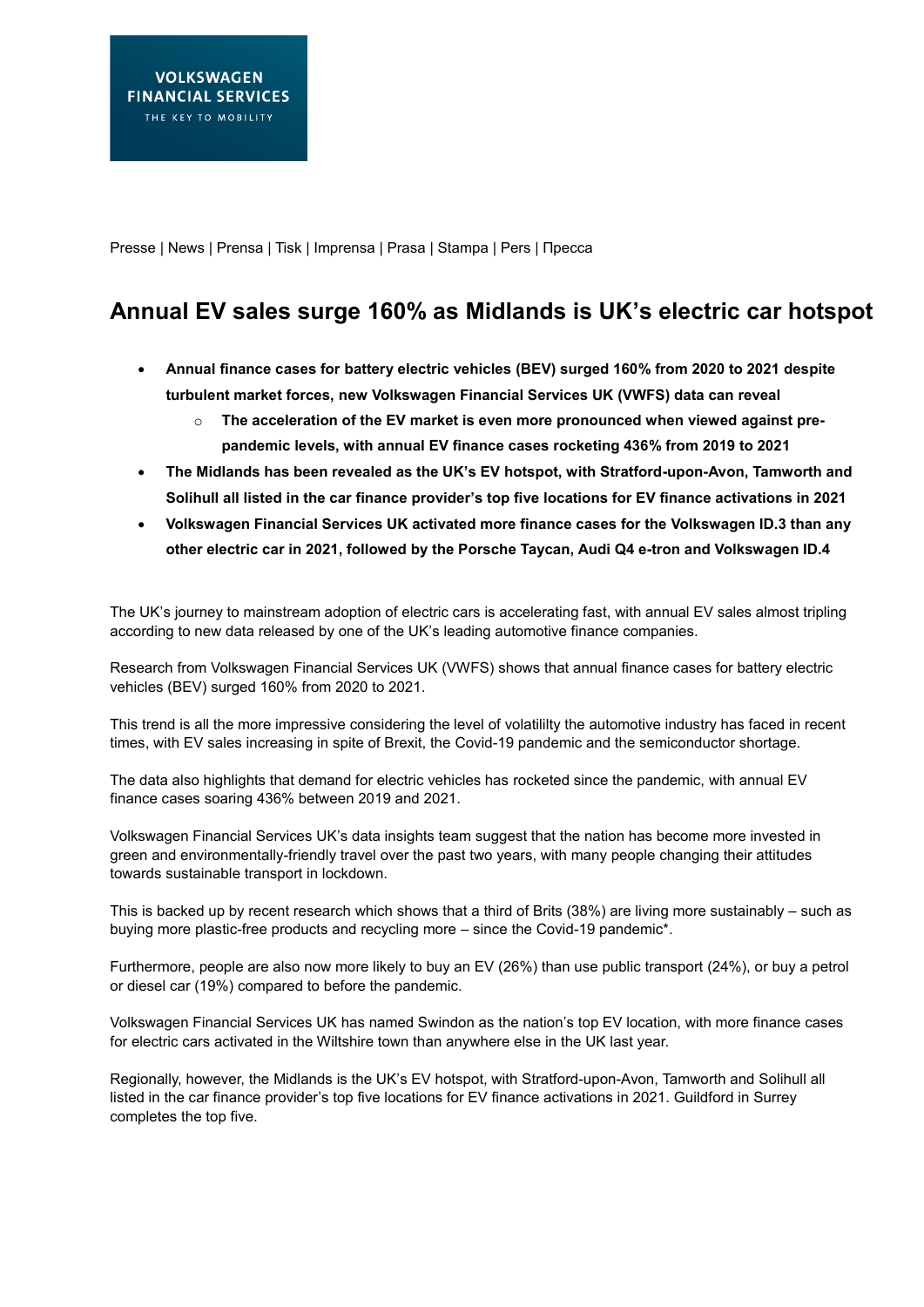VOLKSWAGEN FINANCIAL SERVICES
THE KEY TO MOBILITY

Presse | News | Prensa | Tisk | Imprensa | Prasa | Stampa | Pers | Пресса

# Annual EV sales surge 160% as Midlands is UK's electric car hotspot

- **Annual finance cases for battery electric vehicles (BEV) surged 160% from 2020 to 2021 despite turbulent market forces, new Volkswagen Financial Services UK (VWFS) data can reveal**
  - **The acceleration of the EV market is even more pronounced when viewed against pre-pandemic levels, with annual EV finance cases rocketing 436% from 2019 to 2021**
- **The Midlands has been revealed as the UK's EV hotspot, with Stratford-upon-Avon, Tamworth and Solihull all listed in the car finance provider's top five locations for EV finance activations in 2021**
- **Volkswagen Financial Services UK activated more finance cases for the Volkswagen ID.3 than any other electric car in 2021, followed by the Porsche Taycan, Audi Q4 e-tron and Volkswagen ID.4**

The UK's journey to mainstream adoption of electric cars is accelerating fast, with annual EV sales almost tripling according to new data released by one of the UK's leading automotive finance companies.

Research from Volkswagen Financial Services UK (VWFS) shows that annual finance cases for battery electric vehicles (BEV) surged 160% from 2020 to 2021.

This trend is all the more impressive considering the level of volatililty the automotive industry has faced in recent times, with EV sales increasing in spite of Brexit, the Covid-19 pandemic and the semiconductor shortage.

The data also highlights that demand for electric vehicles has rocketed since the pandemic, with annual EV finance cases soaring 436% between 2019 and 2021.

Volkswagen Financial Services UK's data insights team suggest that the nation has become more invested in green and environmentally-friendly travel over the past two years, with many people changing their attitudes towards sustainable transport in lockdown.

This is backed up by recent research which shows that a third of Brits (38%) are living more sustainably – such as buying more plastic-free products and recycling more – since the Covid-19 pandemic*.

Furthermore, people are also now more likely to buy an EV (26%) than use public transport (24%), or buy a petrol or diesel car (19%) compared to before the pandemic.

Volkswagen Financial Services UK has named Swindon as the nation's top EV location, with more finance cases for electric cars activated in the Wiltshire town than anywhere else in the UK last year.

Regionally, however, the Midlands is the UK's EV hotspot, with Stratford-upon-Avon, Tamworth and Solihull all listed in the car finance provider's top five locations for EV finance activations in 2021. Guildford in Surrey completes the top five.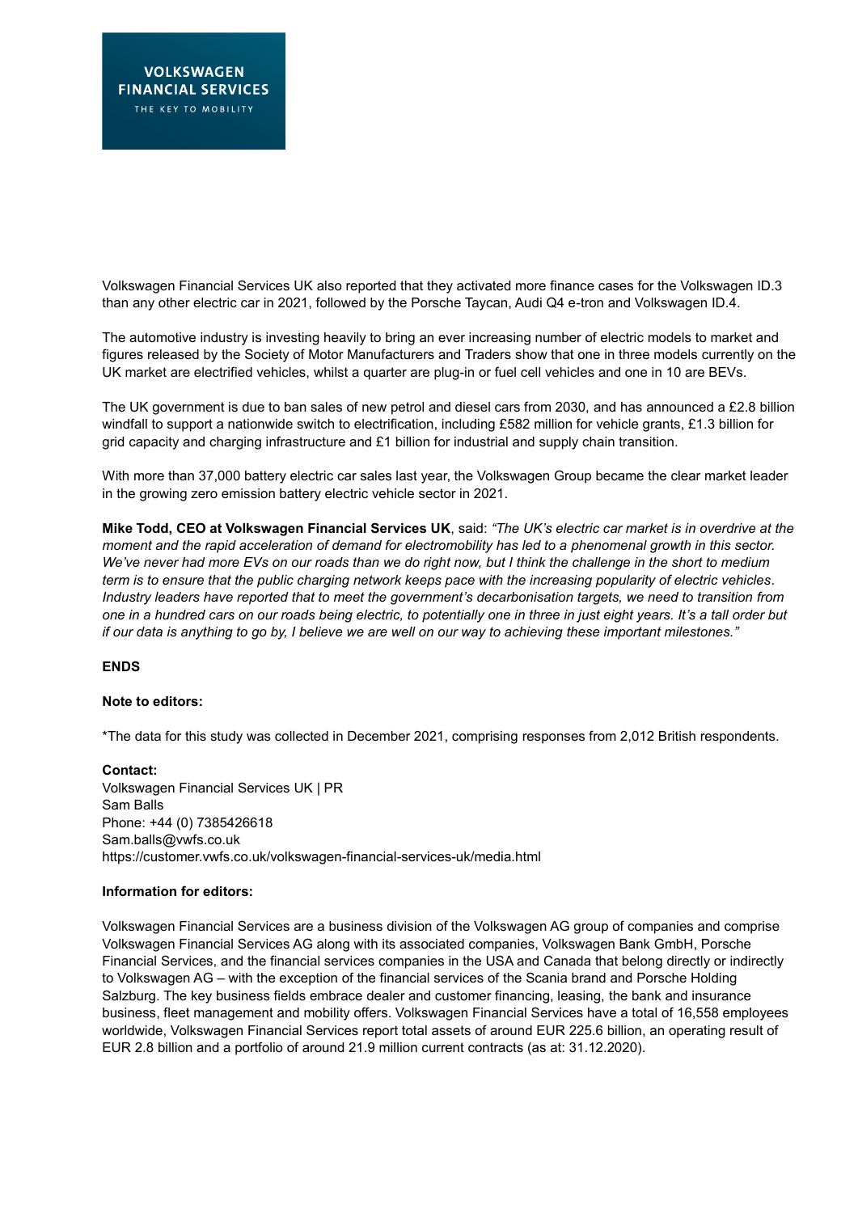Volkswagen Financial Services UK also reported that they activated more finance cases for the Volkswagen ID.3 than any other electric car in 2021, followed by the Porsche Taycan, Audi Q4 e-tron and Volkswagen ID.4.

The automotive industry is investing heavily to bring an ever increasing number of electric models to market and figures released by the Society of Motor Manufacturers and Traders show that one in three models currently on the UK market are electrified vehicles, whilst a quarter are plug-in or fuel cell vehicles and one in 10 are BEVs.

The UK government is due to ban sales of new petrol and diesel cars from 2030, and has announced a £2.8 billion windfall to support a nationwide switch to electrification, including £582 million for vehicle grants, £1.3 billion for grid capacity and charging infrastructure and £1 billion for industrial and supply chain transition.

With more than 37,000 battery electric car sales last year, the Volkswagen Group became the clear market leader in the growing zero emission battery electric vehicle sector in 2021.

**Mike Todd, CEO at Volkswagen Financial Services UK**, said: *"The UK's electric car market is in overdrive at the moment and the rapid acceleration of demand for electromobility has led to a phenomenal growth in this sector. We've never had more EVs on our roads than we do right now, but I think the challenge in the short to medium term is to ensure that the public charging network keeps pace with the increasing popularity of electric vehicles. Industry leaders have reported that to meet the government's decarbonisation targets, we need to transition from one in a hundred cars on our roads being electric, to potentially one in three in just eight years. It's a tall order but if our data is anything to go by, I believe we are well on our way to achieving these important milestones."*

**ENDS**

**Note to editors:**

*The data for this study was collected in December 2021, comprising responses from 2,012 British respondents.

**Contact:**
Volkswagen Financial Services UK | PR
Sam Balls
Phone: +44 (0) 7385426618
Sam.balls@vwfs.co.uk
https://customer.vwfs.co.uk/volkswagen-financial-services-uk/media.html

**Information for editors:**

Volkswagen Financial Services are a business division of the Volkswagen AG group of companies and comprise Volkswagen Financial Services AG along with its associated companies, Volkswagen Bank GmbH, Porsche Financial Services, and the financial services companies in the USA and Canada that belong directly or indirectly to Volkswagen AG – with the exception of the financial services of the Scania brand and Porsche Holding Salzburg. The key business fields embrace dealer and customer financing, leasing, the bank and insurance business, fleet management and mobility offers. Volkswagen Financial Services have a total of 16,558 employees worldwide, Volkswagen Financial Services report total assets of around EUR 225.6 billion, an operating result of EUR 2.8 billion and a portfolio of around 21.9 million current contracts (as at: 31.12.2020).